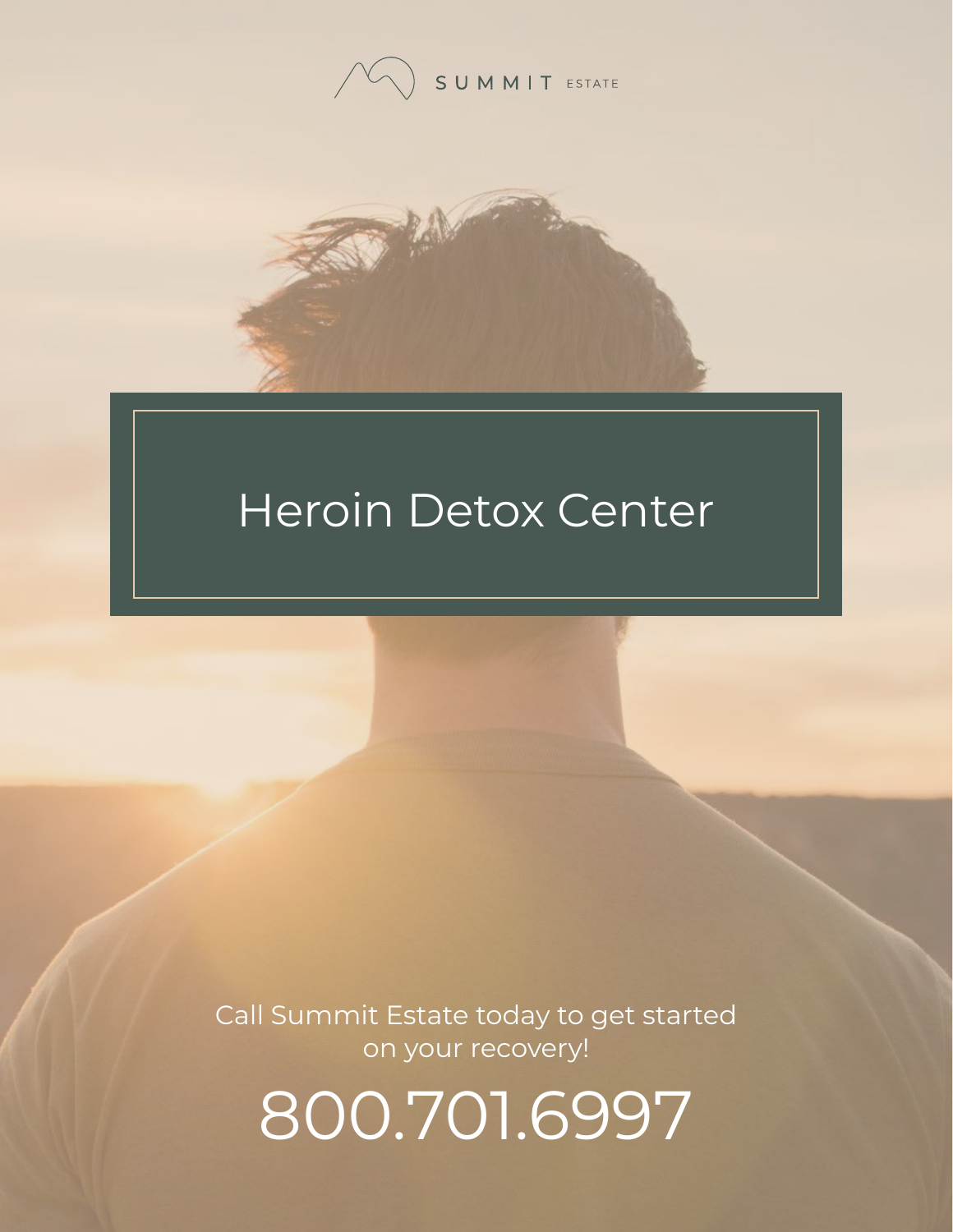SUMMIT ESTATE

# Heroin Detox Center

Call Summit Estate today to get started on your recovery!

800.701.6997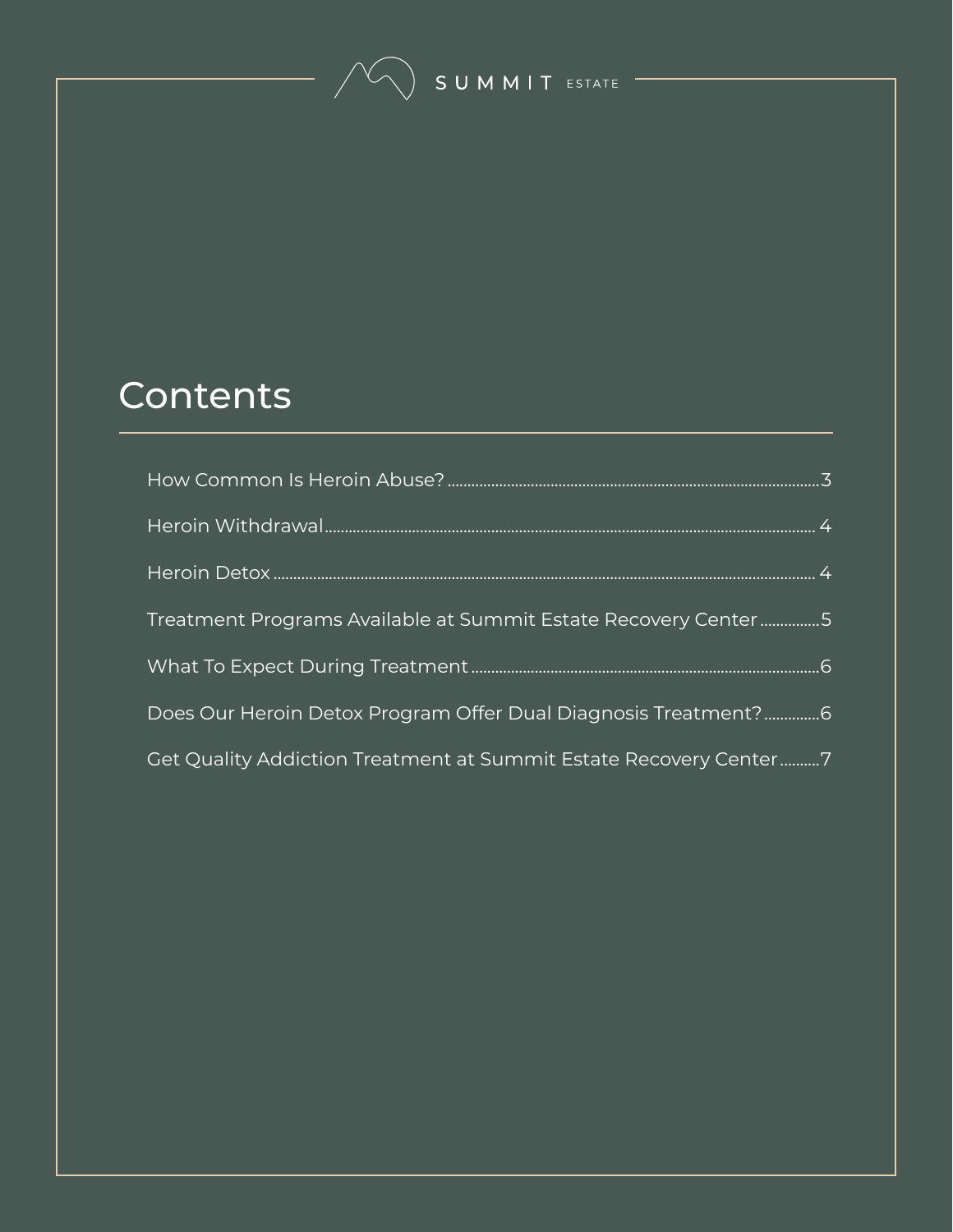SUMMIT ESTATE

# Contents

- How Common Is Heroin Abuse? ........ 3
- Heroin Withdrawal ........ 4
- Heroin Detox ........ 4
- Treatment Programs Available at Summit Estate Recovery Center ........ 5
- What To Expect During Treatment ........ 6
- Does Our Heroin Detox Program Offer Dual Diagnosis Treatment? ........ 6
- Get Quality Addiction Treatment at Summit Estate Recovery Center ........ 7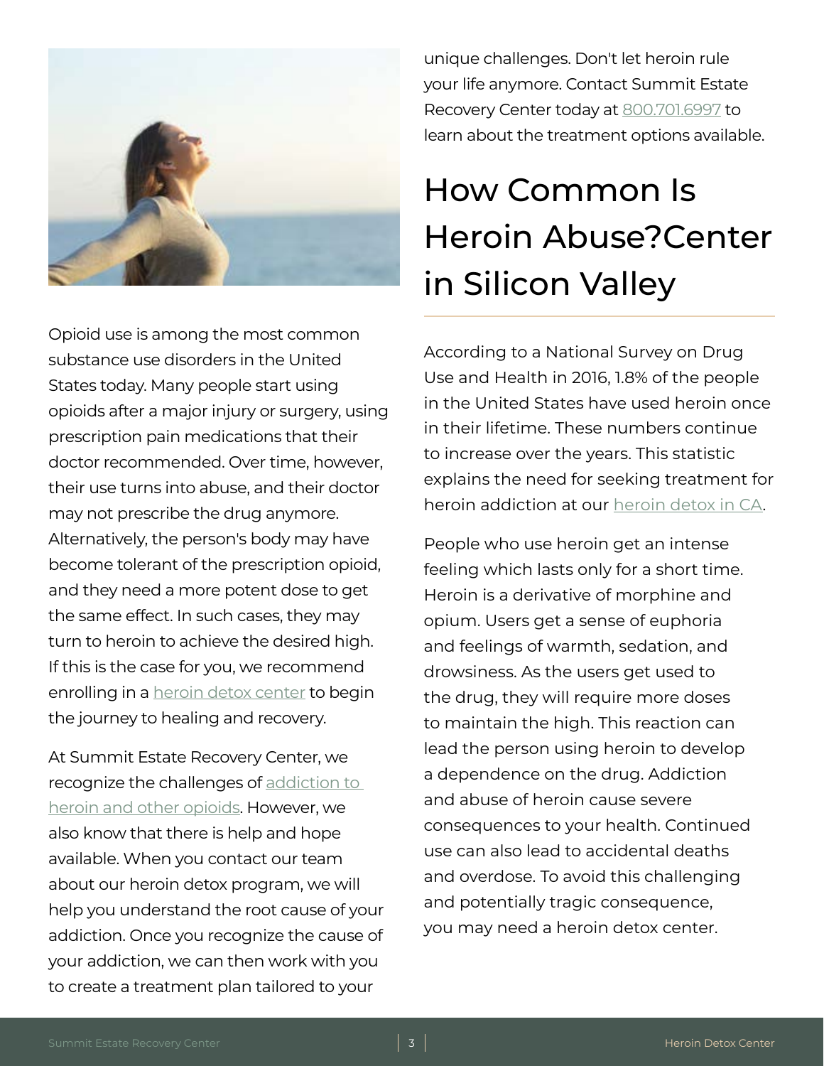Opioid use is among the most common substance use disorders in the United States today. Many people start using opioids after a major injury or surgery, using prescription pain medications that their doctor recommended. Over time, however, their use turns into abuse, and their doctor may not prescribe the drug anymore. Alternatively, the person's body may have become tolerant of the prescription opioid, and they need a more potent dose to get the same effect. In such cases, they may turn to heroin to achieve the desired high. If this is the case for you, we recommend enrolling in a heroin detox center to begin the journey to healing and recovery.

At Summit Estate Recovery Center, we recognize the challenges of addiction to heroin and other opioids. However, we also know that there is help and hope available. When you contact our team about our heroin detox program, we will help you understand the root cause of your addiction. Once you recognize the cause of your addiction, we can then work with you to create a treatment plan tailored to your unique challenges. Don't let heroin rule your life anymore. Contact Summit Estate Recovery Center today at 800.701.6997 to learn about the treatment options available.

## How Common Is Heroin Abuse?Center in Silicon Valley

According to a National Survey on Drug Use and Health in 2016, 1.8% of the people in the United States have used heroin once in their lifetime. These numbers continue to increase over the years. This statistic explains the need for seeking treatment for heroin addiction at our heroin detox in CA.

People who use heroin get an intense feeling which lasts only for a short time. Heroin is a derivative of morphine and opium. Users get a sense of euphoria and feelings of warmth, sedation, and drowsiness. As the users get used to the drug, they will require more doses to maintain the high. This reaction can lead the person using heroin to develop a dependence on the drug. Addiction and abuse of heroin cause severe consequences to your health. Continued use can also lead to accidental deaths and overdose. To avoid this challenging and potentially tragic consequence, you may need a heroin detox center.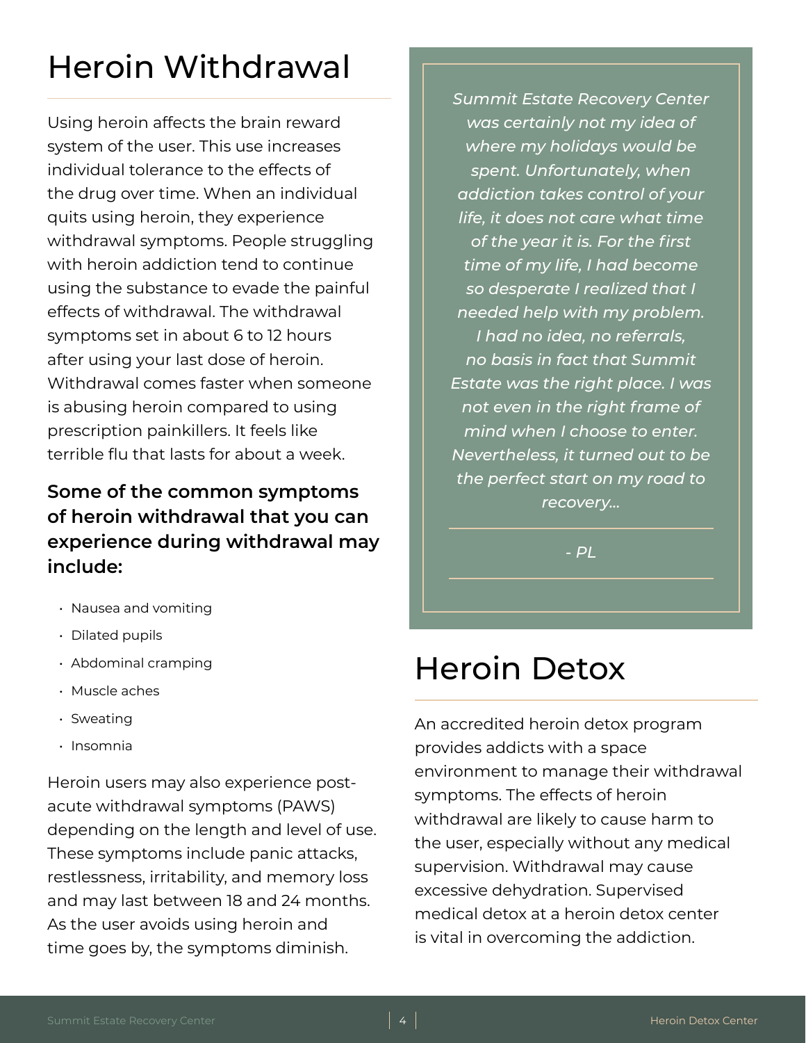# Heroin Withdrawal

Using heroin affects the brain reward system of the user. This use increases individual tolerance to the effects of the drug over time. When an individual quits using heroin, they experience withdrawal symptoms. People struggling with heroin addiction tend to continue using the substance to evade the painful effects of withdrawal. The withdrawal symptoms set in about 6 to 12 hours after using your last dose of heroin. Withdrawal comes faster when someone is abusing heroin compared to using prescription painkillers. It feels like terrible flu that lasts for about a week.

### Some of the common symptoms of heroin withdrawal that you can experience during withdrawal may include:

- Nausea and vomiting
- Dilated pupils
- Abdominal cramping
- Muscle aches
- Sweating
- Insomnia

Heroin users may also experience post-acute withdrawal symptoms (PAWS) depending on the length and level of use. These symptoms include panic attacks, restlessness, irritability, and memory loss and may last between 18 and 24 months. As the user avoids using heroin and time goes by, the symptoms diminish.

> *Summit Estate Recovery Center was certainly not my idea of where my holidays would be spent. Unfortunately, when addiction takes control of your life, it does not care what time of the year it is. For the first time of my life, I had become so desperate I realized that I needed help with my problem. I had no idea, no referrals, no basis in fact that Summit Estate was the right place. I was not even in the right frame of mind when I choose to enter. Nevertheless, it turned out to be the perfect start on my road to recovery...*
>
> *- PL*

# Heroin Detox

An accredited heroin detox program provides addicts with a space environment to manage their withdrawal symptoms. The effects of heroin withdrawal are likely to cause harm to the user, especially without any medical supervision. Withdrawal may cause excessive dehydration. Supervised medical detox at a heroin detox center is vital in overcoming the addiction.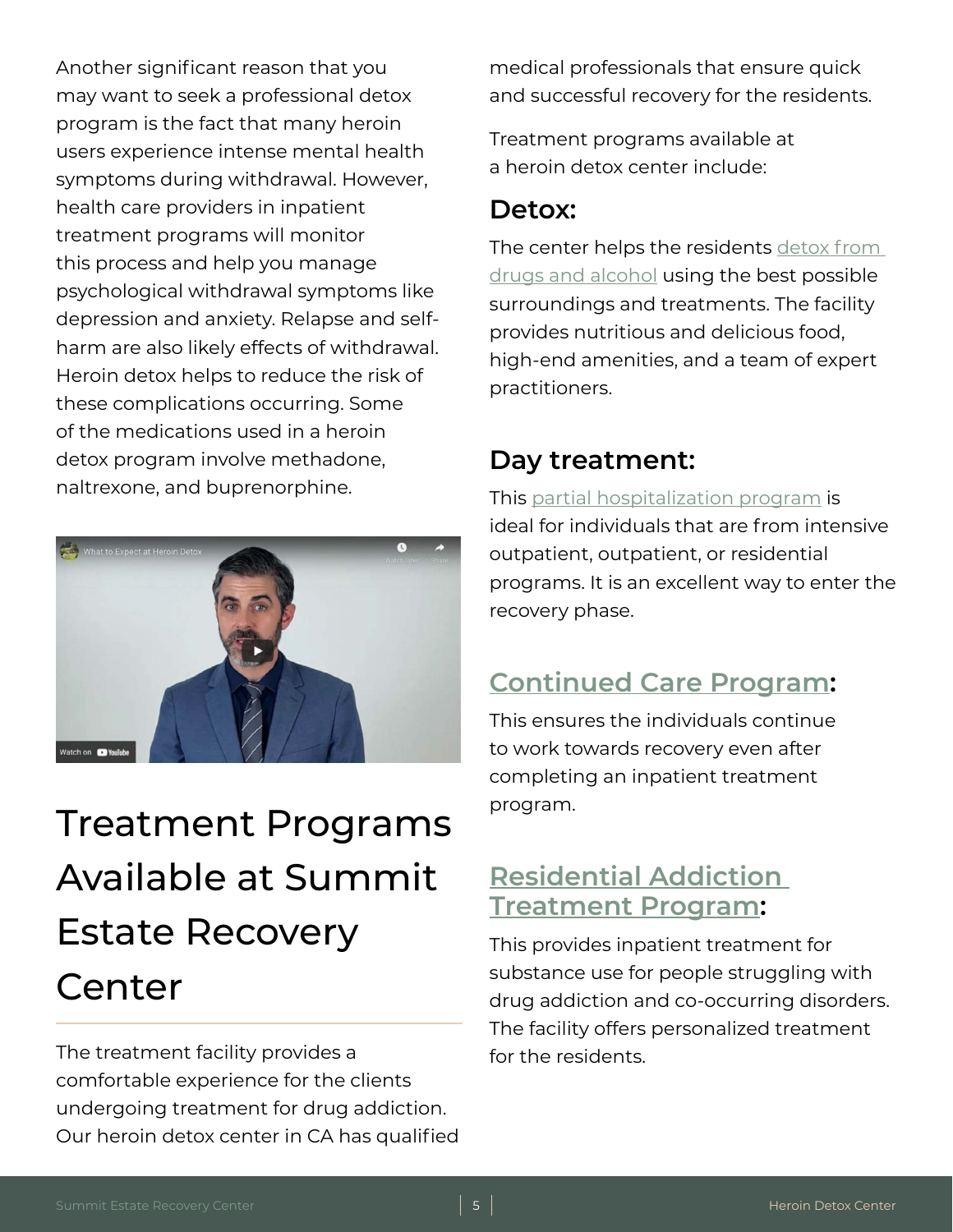Another significant reason that you may want to seek a professional detox program is the fact that many heroin users experience intense mental health symptoms during withdrawal. However, health care providers in inpatient treatment programs will monitor this process and help you manage psychological withdrawal symptoms like depression and anxiety. Relapse and self-harm are also likely effects of withdrawal. Heroin detox helps to reduce the risk of these complications occurring. Some of the medications used in a heroin detox program involve methadone, naltrexone, and buprenorphine.

# Treatment Programs Available at Summit Estate Recovery Center

The treatment facility provides a comfortable experience for the clients undergoing treatment for drug addiction. Our heroin detox center in CA has qualified medical professionals that ensure quick and successful recovery for the residents.

Treatment programs available at a heroin detox center include:

## Detox:

The center helps the residents detox from drugs and alcohol using the best possible surroundings and treatments. The facility provides nutritious and delicious food, high-end amenities, and a team of expert practitioners.

## Day treatment:

This partial hospitalization program is ideal for individuals that are from intensive outpatient, outpatient, or residential programs. It is an excellent way to enter the recovery phase.

## Continued Care Program:

This ensures the individuals continue to work towards recovery even after completing an inpatient treatment program.

## Residential Addiction Treatment Program:

This provides inpatient treatment for substance use for people struggling with drug addiction and co-occurring disorders. The facility offers personalized treatment for the residents.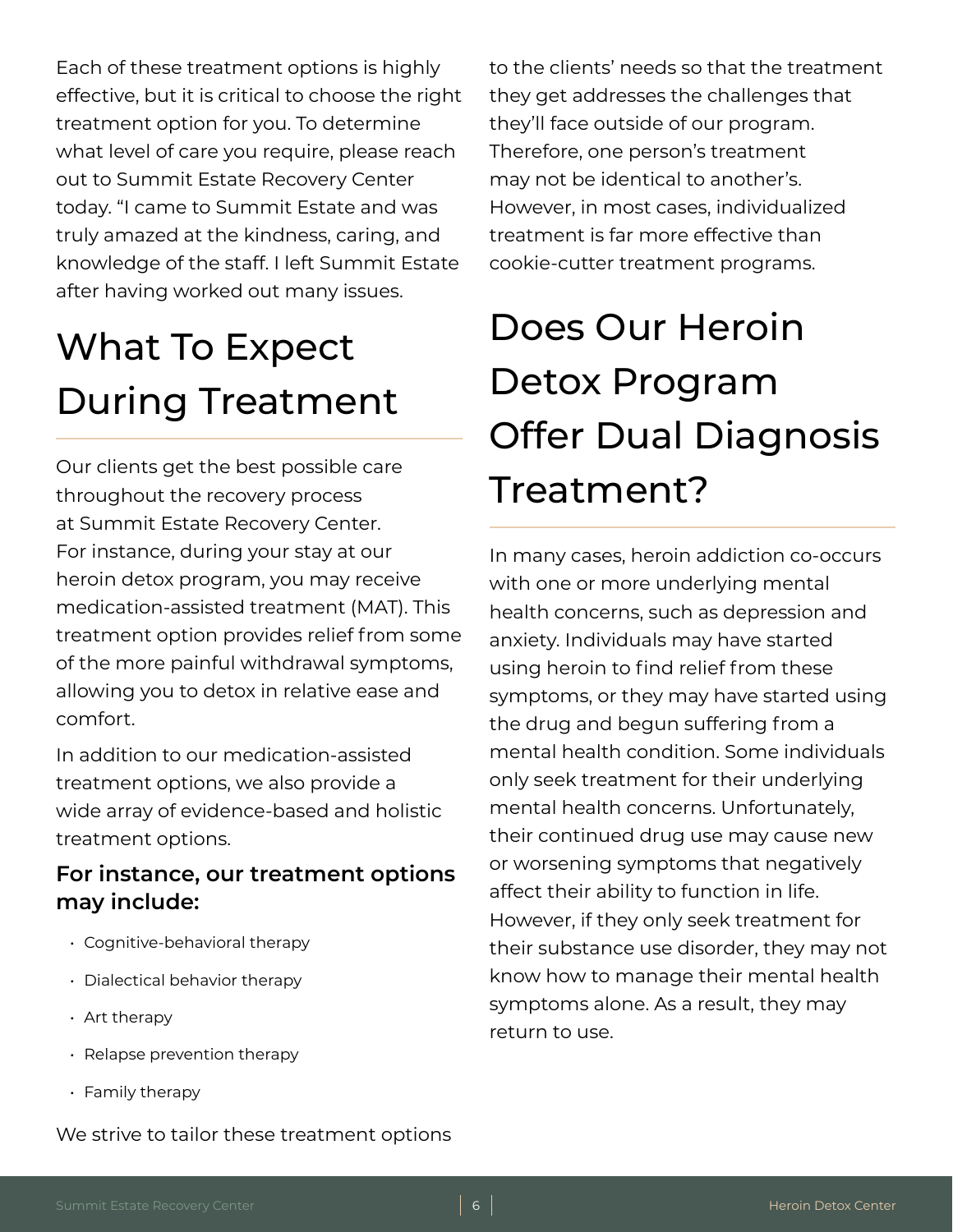Each of these treatment options is highly effective, but it is critical to choose the right treatment option for you. To determine what level of care you require, please reach out to Summit Estate Recovery Center today. “I came to Summit Estate and was truly amazed at the kindness, caring, and knowledge of the staff. I left Summit Estate after having worked out many issues.

## What To Expect During Treatment

Our clients get the best possible care throughout the recovery process at Summit Estate Recovery Center. For instance, during your stay at our heroin detox program, you may receive medication-assisted treatment (MAT). This treatment option provides relief from some of the more painful withdrawal symptoms, allowing you to detox in relative ease and comfort.

In addition to our medication-assisted treatment options, we also provide a wide array of evidence-based and holistic treatment options.

### For instance, our treatment options may include:

- Cognitive-behavioral therapy
- Dialectical behavior therapy
- Art therapy
- Relapse prevention therapy
- Family therapy

We strive to tailor these treatment options to the clients’ needs so that the treatment they get addresses the challenges that they’ll face outside of our program. Therefore, one person’s treatment may not be identical to another’s. However, in most cases, individualized treatment is far more effective than cookie-cutter treatment programs.

## Does Our Heroin Detox Program Offer Dual Diagnosis Treatment?

In many cases, heroin addiction co-occurs with one or more underlying mental health concerns, such as depression and anxiety. Individuals may have started using heroin to find relief from these symptoms, or they may have started using the drug and begun suffering from a mental health condition. Some individuals only seek treatment for their underlying mental health concerns. Unfortunately, their continued drug use may cause new or worsening symptoms that negatively affect their ability to function in life. However, if they only seek treatment for their substance use disorder, they may not know how to manage their mental health symptoms alone. As a result, they may return to use.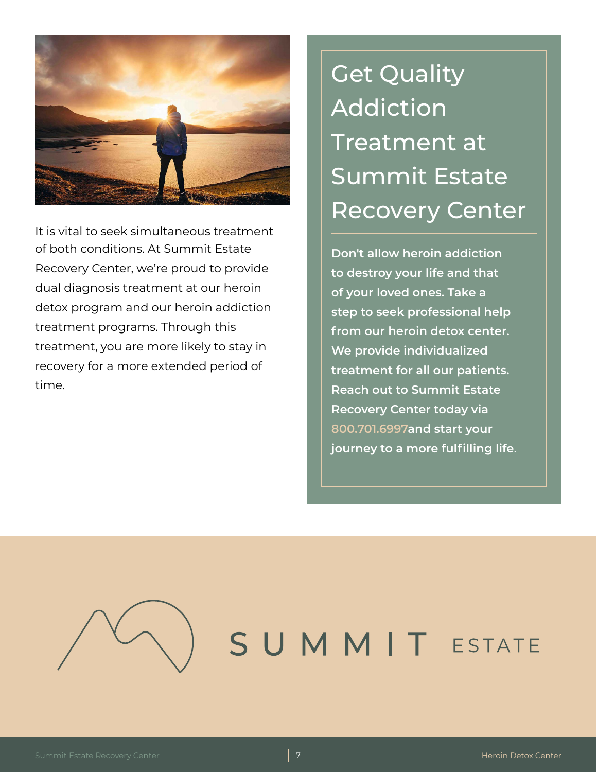It is vital to seek simultaneous treatment of both conditions. At Summit Estate Recovery Center, we're proud to provide dual diagnosis treatment at our heroin detox program and our heroin addiction treatment programs. Through this treatment, you are more likely to stay in recovery for a more extended period of time.

## Get Quality Addiction Treatment at Summit Estate Recovery Center

**Don't allow heroin addiction to destroy your life and that of your loved ones. Take a step to seek professional help from our heroin detox center. We provide individualized treatment for all our patients. Reach out to Summit Estate Recovery Center today via 800.701.6997and start your journey to a more fulfilling life.**

SUMMIT ESTATE